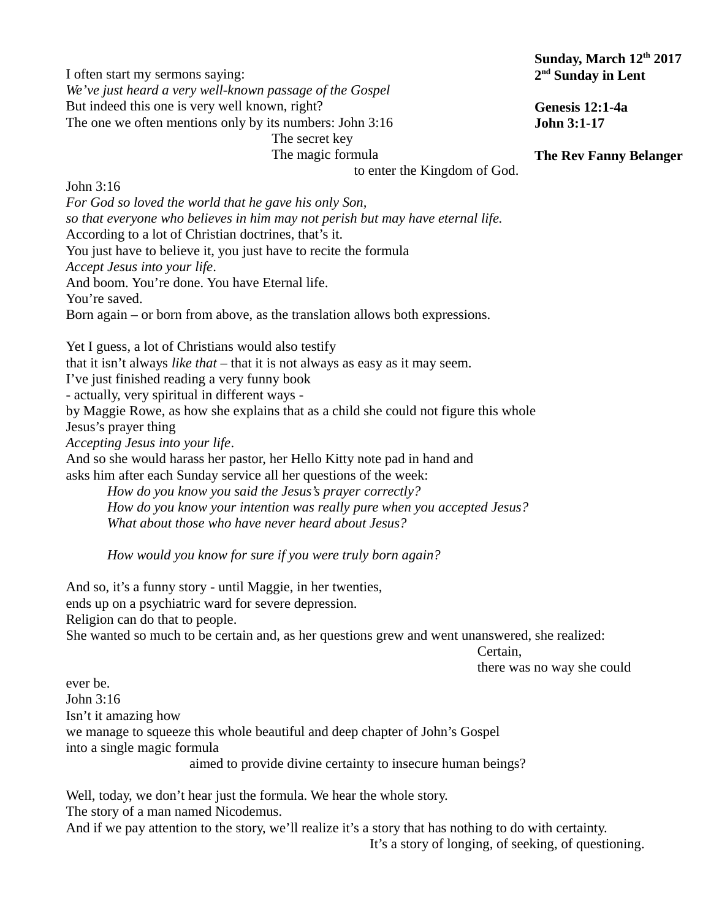**Sunday, March 12th 2017**
**2nd Sunday in Lent**

**Genesis 12:1-4a**
**John 3:1-17**

**The Rev Fanny Belanger**

I often start my sermons saying:
*We've just heard a very well-known passage of the Gospel*
But indeed this one is very well known, right?
The one we often mentions only by its numbers: John 3:16
The secret key
The magic formula
to enter the Kingdom of God.

John 3:16
*For God so loved the world that he gave his only Son,*
*so that everyone who believes in him may not perish but may have eternal life.*
According to a lot of Christian doctrines, that's it.
You just have to believe it, you just have to recite the formula
*Accept Jesus into your life*.
And boom. You're done. You have Eternal life.
You're saved.
Born again – or born from above, as the translation allows both expressions.

Yet I guess, a lot of Christians would also testify
that it isn't always *like that* – that it is not always as easy as it may seem.
I've just finished reading a very funny book
- actually, very spiritual in different ways -
by Maggie Rowe, as how she explains that as a child she could not figure this whole
Jesus's prayer thing
*Accepting Jesus into your life*.
And so she would harass her pastor, her Hello Kitty note pad in hand and
asks him after each Sunday service all her questions of the week:

*How do you know you said the Jesus's prayer correctly?*
*How do you know your intention was really pure when you accepted Jesus?*
*What about those who have never heard about Jesus?*

*How would you know for sure if you were truly born again?*

And so, it's a funny story - until Maggie, in her twenties,
ends up on a psychiatric ward for severe depression.
Religion can do that to people.
She wanted so much to be certain and, as her questions grew and went unanswered, she realized:
Certain,
there was no way she could
ever be.
John 3:16
Isn't it amazing how
we manage to squeeze this whole beautiful and deep chapter of John's Gospel
into a single magic formula
aimed to provide divine certainty to insecure human beings?

Well, today, we don't hear just the formula. We hear the whole story.
The story of a man named Nicodemus.
And if we pay attention to the story, we'll realize it's a story that has nothing to do with certainty.
It's a story of longing, of seeking, of questioning.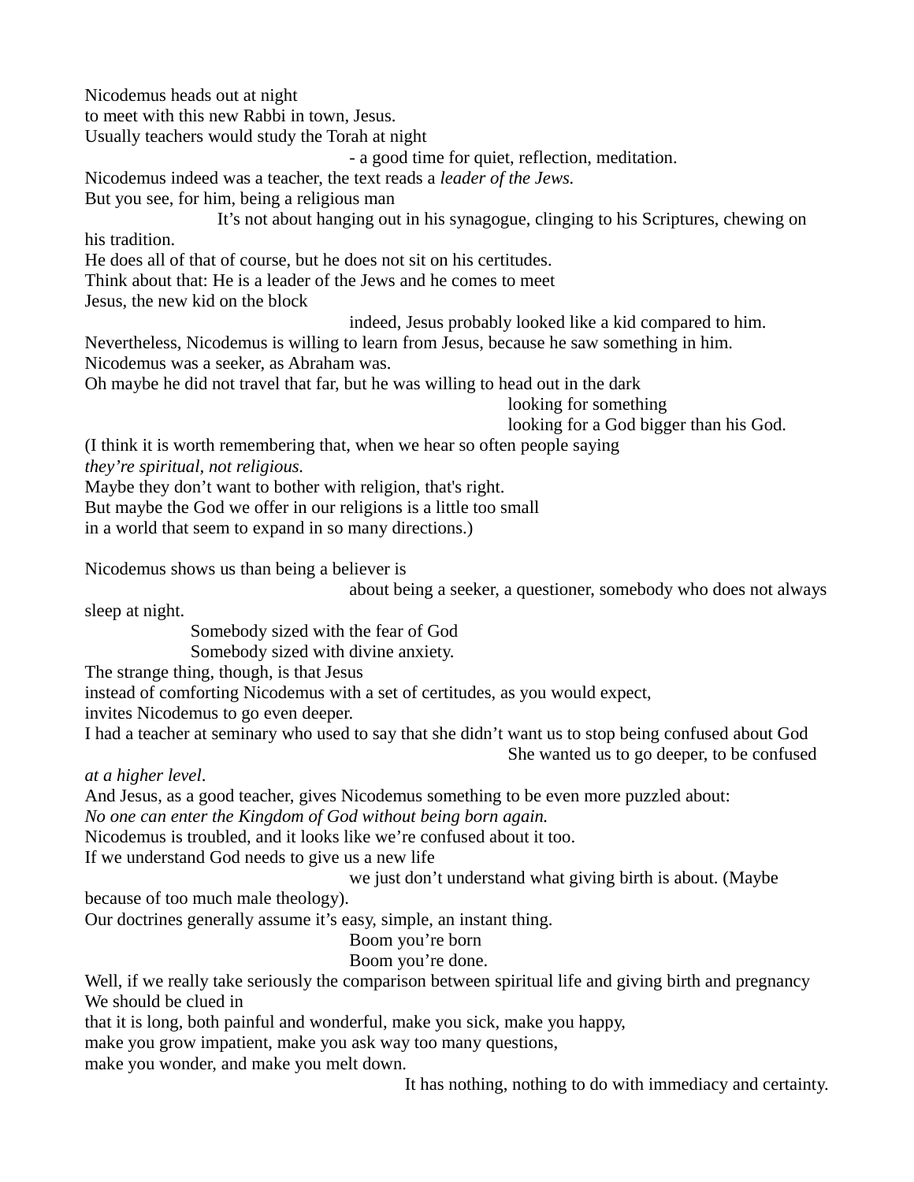Nicodemus heads out at night
to meet with this new Rabbi in town, Jesus.
Usually teachers would study the Torah at night
- a good time for quiet, reflection, meditation.
Nicodemus indeed was a teacher, the text reads a *leader of the Jews.*
But you see, for him, being a religious man
It's not about hanging out in his synagogue, clinging to his Scriptures, chewing on his tradition.
He does all of that of course, but he does not sit on his certitudes.
Think about that: He is a leader of the Jews and he comes to meet
Jesus, the new kid on the block
indeed, Jesus probably looked like a kid compared to him.
Nevertheless, Nicodemus is willing to learn from Jesus, because he saw something in him.
Nicodemus was a seeker, as Abraham was.
Oh maybe he did not travel that far, but he was willing to head out in the dark
looking for something
looking for a God bigger than his God.
(I think it is worth remembering that, when we hear so often people saying
*they're spiritual, not religious.*
Maybe they don't want to bother with religion, that's right.
But maybe the God we offer in our religions is a little too small
in a world that seem to expand in so many directions.)

Nicodemus shows us than being a believer is
about being a seeker, a questioner, somebody who does not always sleep at night.
Somebody sized with the fear of God
Somebody sized with divine anxiety.
The strange thing, though, is that Jesus
instead of comforting Nicodemus with a set of certitudes, as you would expect,
invites Nicodemus to go even deeper.
I had a teacher at seminary who used to say that she didn't want us to stop being confused about God
She wanted us to go deeper, to be confused *at a higher level*.
And Jesus, as a good teacher, gives Nicodemus something to be even more puzzled about:
*No one can enter the Kingdom of God without being born again.*
Nicodemus is troubled, and it looks like we're confused about it too.
If we understand God needs to give us a new life
we just don't understand what giving birth is about. (Maybe because of too much male theology).
Our doctrines generally assume it's easy, simple, an instant thing.
Boom you're born
Boom you're done.
Well, if we really take seriously the comparison between spiritual life and giving birth and pregnancy
We should be clued in
that it is long, both painful and wonderful, make you sick, make you happy,
make you grow impatient, make you ask way too many questions,
make you wonder, and make you melt down.
It has nothing, nothing to do with immediacy and certainty.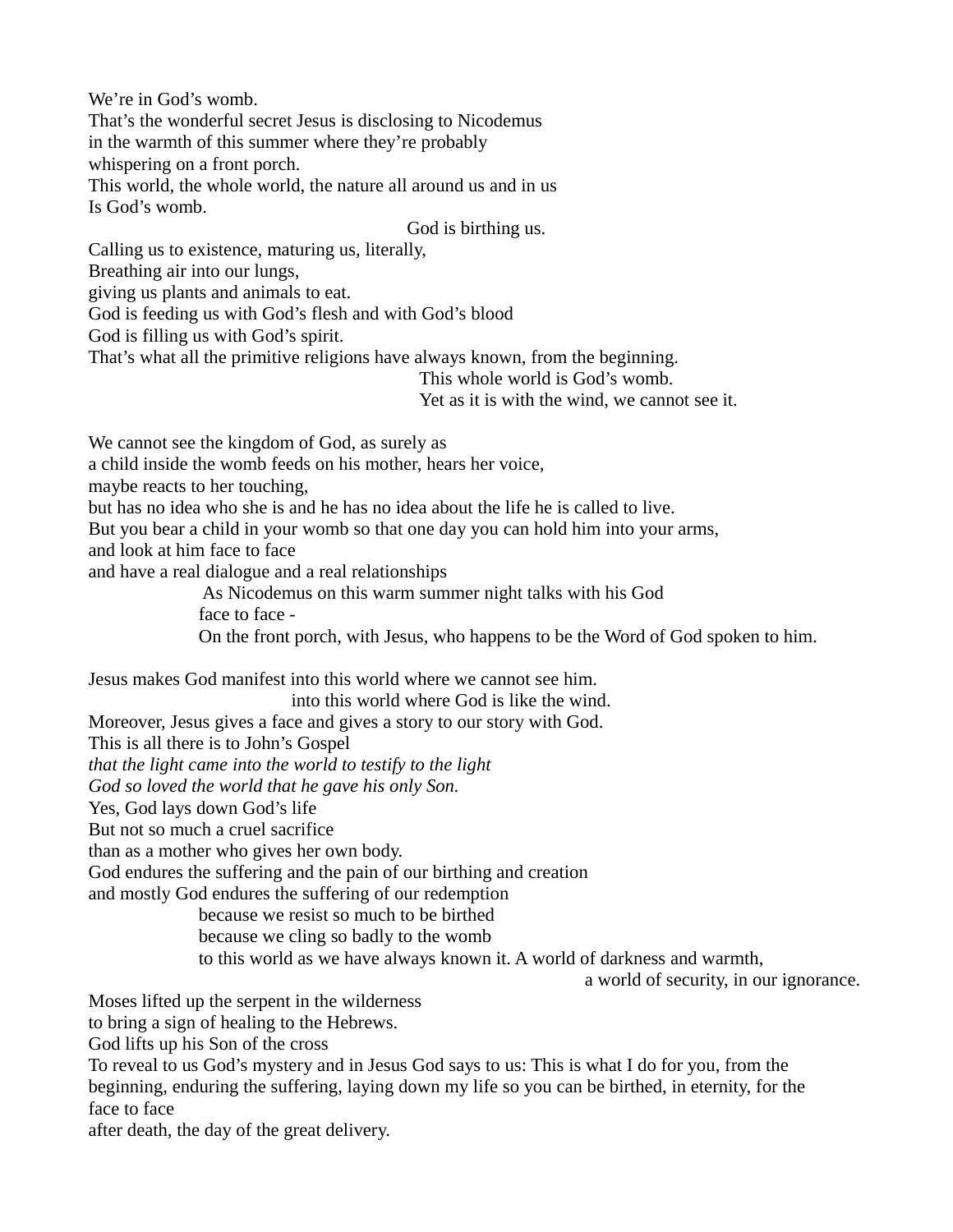We're in God's womb.
That's the wonderful secret Jesus is disclosing to Nicodemus
in the warmth of this summer where they're probably
whispering on a front porch.
This world, the whole world, the nature all around us and in us
Is God's womb.

God is birthing us.

Calling us to existence, maturing us, literally,
Breathing air into our lungs,
giving us plants and animals to eat.
God is feeding us with God's flesh and with God's blood
God is filling us with God's spirit.
That's what all the primitive religions have always known, from the beginning.

This whole world is God's womb.
Yet as it is with the wind, we cannot see it.

We cannot see the kingdom of God, as surely as
a child inside the womb feeds on his mother, hears her voice,
maybe reacts to her touching,
but has no idea who she is and he has no idea about the life he is called to live.
But you bear a child in your womb so that one day you can hold him into your arms,
and look at him face to face
and have a real dialogue and a real relationships

As Nicodemus on this warm summer night talks with his God
face to face -
On the front porch, with Jesus, who happens to be the Word of God spoken to him.

Jesus makes God manifest into this world where we cannot see him.
into this world where God is like the wind.
Moreover, Jesus gives a face and gives a story to our story with God.
This is all there is to John's Gospel
*that the light came into the world to testify to the light*
*God so loved the world that he gave his only Son.*
Yes, God lays down God's life
But not so much a cruel sacrifice
than as a mother who gives her own body.
God endures the suffering and the pain of our birthing and creation
and mostly God endures the suffering of our redemption

because we resist so much to be birthed
because we cling so badly to the womb
to this world as we have always known it. A world of darkness and warmth,
a world of security, in our ignorance.

Moses lifted up the serpent in the wilderness
to bring a sign of healing to the Hebrews.
God lifts up his Son of the cross
To reveal to us God's mystery and in Jesus God says to us: This is what I do for you, from the beginning, enduring the suffering, laying down my life so you can be birthed, in eternity, for the face to face
after death, the day of the great delivery.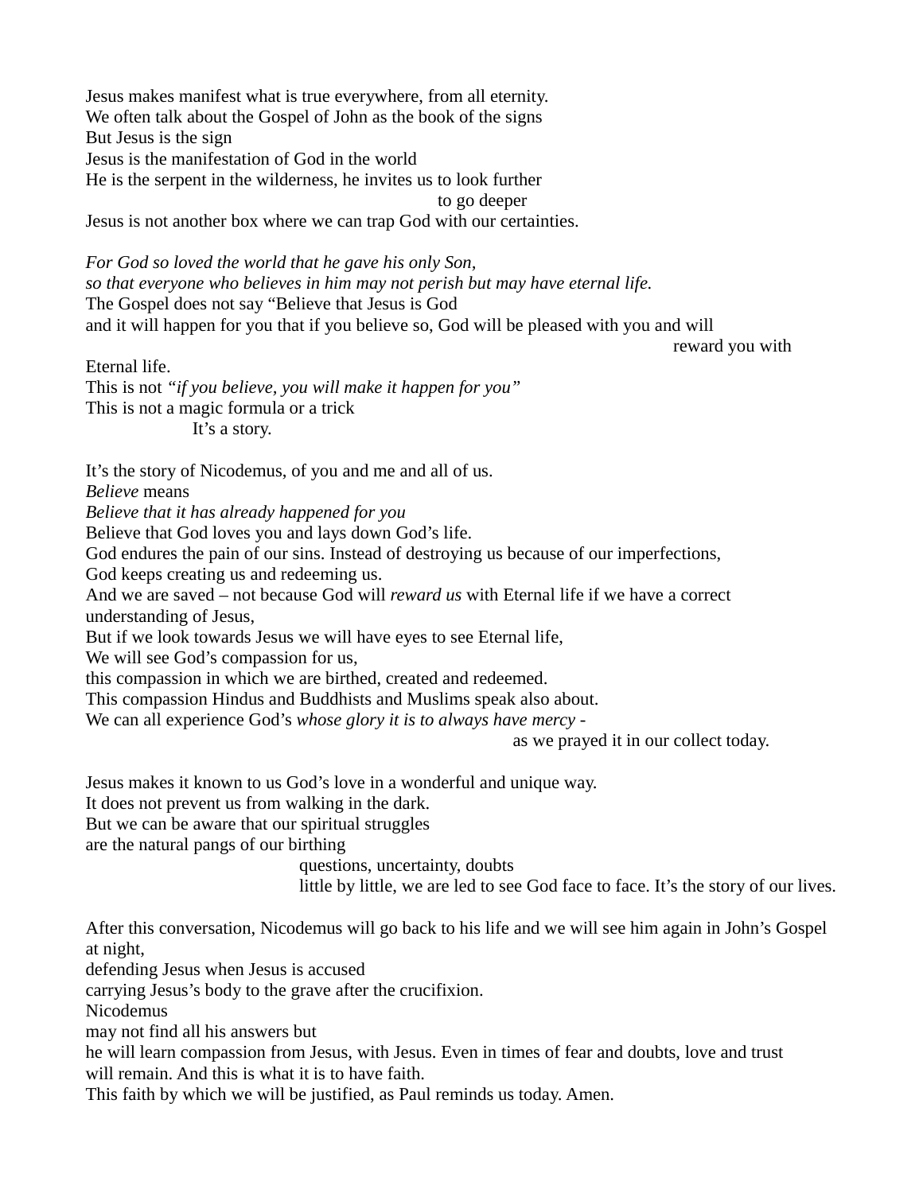Jesus makes manifest what is true everywhere, from all eternity.
We often talk about the Gospel of John as the book of the signs
But Jesus is the sign
Jesus is the manifestation of God in the world
He is the serpent in the wilderness, he invites us to look further
to go deeper
Jesus is not another box where we can trap God with our certainties.

*For God so loved the world that he gave his only Son,*
*so that everyone who believes in him may not perish but may have eternal life.*
The Gospel does not say "Believe that Jesus is God
and it will happen for you that if you believe so, God will be pleased with you and will
reward you with
Eternal life.
This is not *"if you believe, you will make it happen for you"*
This is not a magic formula or a trick
It's a story.

It's the story of Nicodemus, of you and me and all of us.
*Believe* means
*Believe that it has already happened for you*
Believe that God loves you and lays down God's life.
God endures the pain of our sins. Instead of destroying us because of our imperfections,
God keeps creating us and redeeming us.
And we are saved – not because God will *reward us* with Eternal life if we have a correct understanding of Jesus,
But if we look towards Jesus we will have eyes to see Eternal life,
We will see God's compassion for us,
this compassion in which we are birthed, created and redeemed.
This compassion Hindus and Buddhists and Muslims speak also about.
We can all experience God's *whose glory it is to always have mercy* -
as we prayed it in our collect today.

Jesus makes it known to us God's love in a wonderful and unique way.
It does not prevent us from walking in the dark.
But we can be aware that our spiritual struggles
are the natural pangs of our birthing
questions, uncertainty, doubts
little by little, we are led to see God face to face. It's the story of our lives.

After this conversation, Nicodemus will go back to his life and we will see him again in John's Gospel at night,
defending Jesus when Jesus is accused
carrying Jesus's body to the grave after the crucifixion.
Nicodemus
may not find all his answers but
he will learn compassion from Jesus, with Jesus. Even in times of fear and doubts, love and trust will remain. And this is what it is to have faith.
This faith by which we will be justified, as Paul reminds us today. Amen.